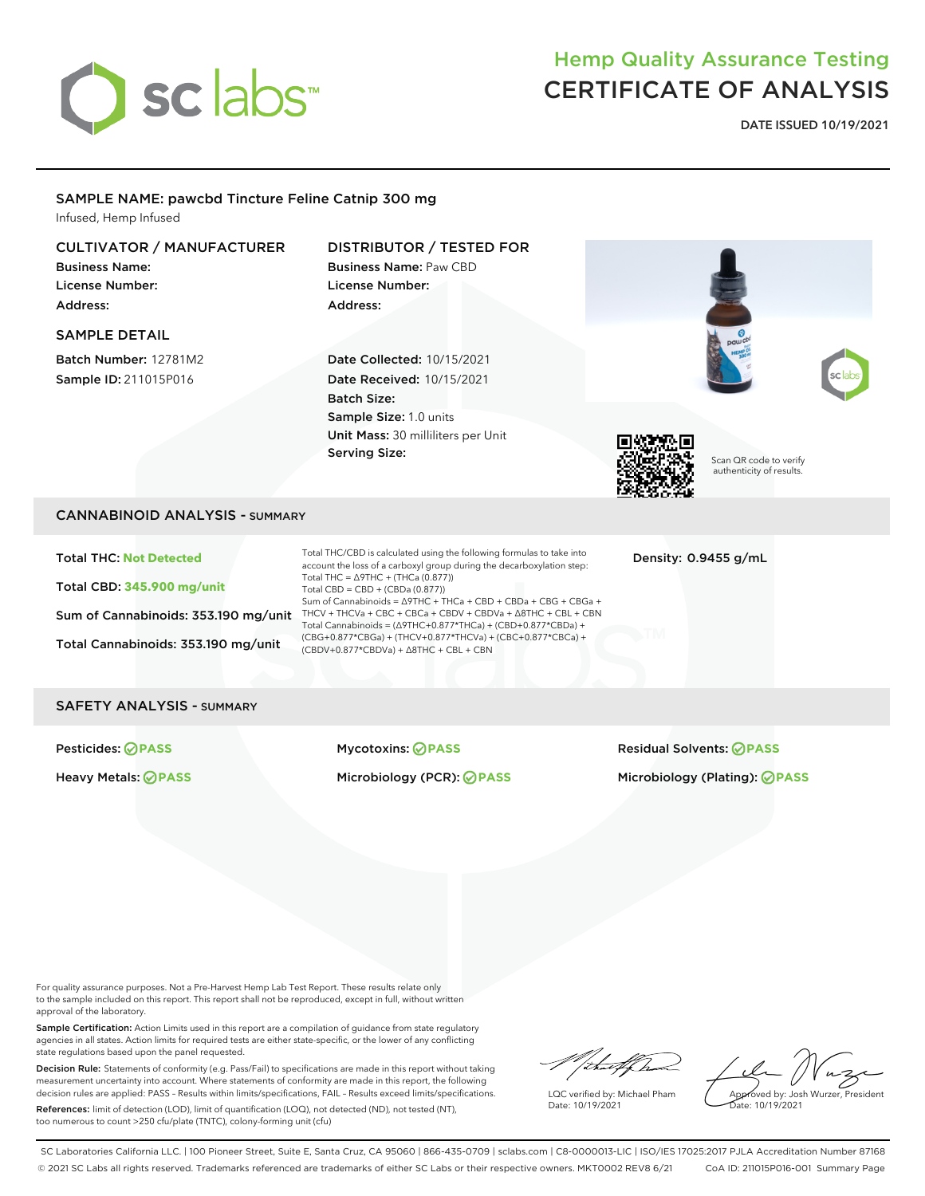# Hemp Quality Assurance Testing
# CERTIFICATE OF ANALYSIS

**DATE ISSUED 10/19/2021**

## SAMPLE NAME: pawcbd Tincture Feline Catnip 300 mg

Infused, Hemp Infused

### CULTIVATOR / MANUFACTURER

**Business Name:**
**License Number:**
**Address:**

### DISTRIBUTOR / TESTED FOR

**Business Name:** Paw CBD
**License Number:**
**Address:**

### SAMPLE DETAIL

**Batch Number:** 12781M2
**Sample ID:** 211015P016

**Date Collected:** 10/15/2021
**Date Received:** 10/15/2021
**Batch Size:**
**Sample Size:** 1.0 units
**Unit Mass:** 30 milliliters per Unit
**Serving Size:**

Scan QR code to verify authenticity of results.

## CANNABINOID ANALYSIS - SUMMARY

**Total THC: Not Detected**

**Total CBD: 345.900 mg/unit**

**Sum of Cannabinoids: 353.190 mg/unit**

**Total Cannabinoids: 353.190 mg/unit**

Total THC/CBD is calculated using the following formulas to take into account the loss of a carboxyl group during the decarboxylation step:
Total THC = Δ9THC + (THCa (0.877))
Total CBD = CBD + (CBDa (0.877))
Sum of Cannabinoids = Δ9THC + THCa + CBD + CBDa + CBG + CBGa + THCV + THCVa + CBC + CBCa + CBDV + CBDVa + Δ8THC + CBL + CBN
Total Cannabinoids = (Δ9THC+0.877*THCa) + (CBD+0.877*CBDa) + (CBG+0.877*CBGa) + (THCV+0.877*THCVa) + (CBC+0.877*CBCa) + (CBDV+0.877*CBDVa) + Δ8THC + CBL + CBN

**Density: 0.9455 g/mL**

## SAFETY ANALYSIS - SUMMARY

**Pesticides:** PASS

**Heavy Metals:** PASS

**Mycotoxins:** PASS

**Microbiology (PCR):** PASS

**Residual Solvents:** PASS

**Microbiology (Plating):** PASS

For quality assurance purposes. Not a Pre-Harvest Hemp Lab Test Report. These results relate only to the sample included on this report. This report shall not be reproduced, except in full, without written approval of the laboratory.

**Sample Certification:** Action Limits used in this report are a compilation of guidance from state regulatory agencies in all states. Action limits for required tests are either state-specific, or the lower of any conflicting state regulations based upon the panel requested.

**Decision Rule:** Statements of conformity (e.g. Pass/Fail) to specifications are made in this report without taking measurement uncertainty into account. Where statements of conformity are made in this report, the following decision rules are applied: PASS – Results within limits/specifications, FAIL – Results exceed limits/specifications.

**References:** limit of detection (LOD), limit of quantification (LOQ), not detected (ND), not tested (NT), too numerous to count >250 cfu/plate (TNTC), colony-forming unit (cfu)

LQC verified by: Michael Pham
Date: 10/19/2021

Approved by: Josh Wurzer, President
Date: 10/19/2021

SC Laboratories California LLC. | 100 Pioneer Street, Suite E, Santa Cruz, CA 95060 | 866-435-0709 | sclabs.com | C8-0000013-LIC | ISO/IES 17025:2017 PJLA Accreditation Number 87168
© 2021 SC Labs all rights reserved. Trademarks referenced are trademarks of either SC Labs or their respective owners. MKT0002 REV8 6/21 CoA ID: 211015P016-001 Summary Page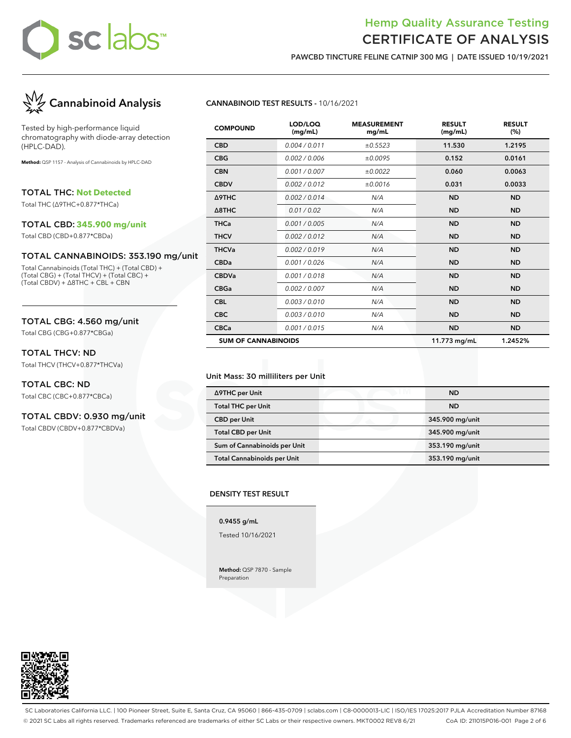# Hemp Quality Assurance Testing
# CERTIFICATE OF ANALYSIS

**PAWCBD TINCTURE FELINE CATNIP 300 MG | DATE ISSUED 10/19/2021**

## Cannabinoid Analysis

Tested by high-performance liquid chromatography with diode-array detection (HPLC-DAD).

**Method:** QSP 1157 - Analysis of Cannabinoids by HPLC-DAD

### TOTAL THC: Not Detected

Total THC (Δ9THC+0.877*THCa)

### TOTAL CBD: 345.900 mg/unit

Total CBD (CBD+0.877*CBDa)

### TOTAL CANNABINOIDS: 353.190 mg/unit

Total Cannabinoids (Total THC) + (Total CBD) + (Total CBG) + (Total THCV) + (Total CBC) + (Total CBDV) + Δ8THC + CBL + CBN

### TOTAL CBG: 4.560 mg/unit

Total CBG (CBG+0.877*CBGa)

### TOTAL THCV: ND

Total THCV (THCV+0.877*THCVa)

### TOTAL CBC: ND

Total CBC (CBC+0.877*CBCa)

### TOTAL CBDV: 0.930 mg/unit

Total CBDV (CBDV+0.877*CBDVa)

**CANNABINOID TEST RESULTS** - 10/16/2021

| COMPOUND | LOD/LOQ (mg/mL) | MEASUREMENT mg/mL | RESULT (mg/mL) | RESULT (%) |
|---|---|---|---|---|
| CBD | 0.004 / 0.011 | ±0.5523 | 11.530 | 1.2195 |
| CBG | 0.002 / 0.006 | ±0.0095 | 0.152 | 0.0161 |
| CBN | 0.001 / 0.007 | ±0.0022 | 0.060 | 0.0063 |
| CBDV | 0.002 / 0.012 | ±0.0016 | 0.031 | 0.0033 |
| Δ9THC | 0.002 / 0.014 | N/A | ND | ND |
| Δ8THC | 0.01 / 0.02 | N/A | ND | ND |
| THCa | 0.001 / 0.005 | N/A | ND | ND |
| THCV | 0.002 / 0.012 | N/A | ND | ND |
| THCVa | 0.002 / 0.019 | N/A | ND | ND |
| CBDa | 0.001 / 0.026 | N/A | ND | ND |
| CBDVa | 0.001 / 0.018 | N/A | ND | ND |
| CBGa | 0.002 / 0.007 | N/A | ND | ND |
| CBL | 0.003 / 0.010 | N/A | ND | ND |
| CBC | 0.003 / 0.010 | N/A | ND | ND |
| CBCa | 0.001 / 0.015 | N/A | ND | ND |
| **SUM OF CANNABINOIDS** | | | **11.773 mg/mL** | **1.2452%** |

Unit Mass: 30 milliliters per Unit

| | |
|---|---|
| Δ9THC per Unit | ND |
| Total THC per Unit | ND |
| CBD per Unit | 345.900 mg/unit |
| Total CBD per Unit | 345.900 mg/unit |
| Sum of Cannabinoids per Unit | 353.190 mg/unit |
| Total Cannabinoids per Unit | 353.190 mg/unit |

### DENSITY TEST RESULT

**0.9455 g/mL**

Tested 10/16/2021

**Method:** QSP 7870 - Sample Preparation

SC Laboratories California LLC. | 100 Pioneer Street, Suite E, Santa Cruz, CA 95060 | 866-435-0709 | sclabs.com | C8-0000013-LIC | ISO/IES 17025:2017 PJLA Accreditation Number 87168

© 2021 SC Labs all rights reserved. Trademarks referenced are trademarks of either SC Labs or their respective owners. MKT0002 REV8 6/21 CoA ID: 211015P016-001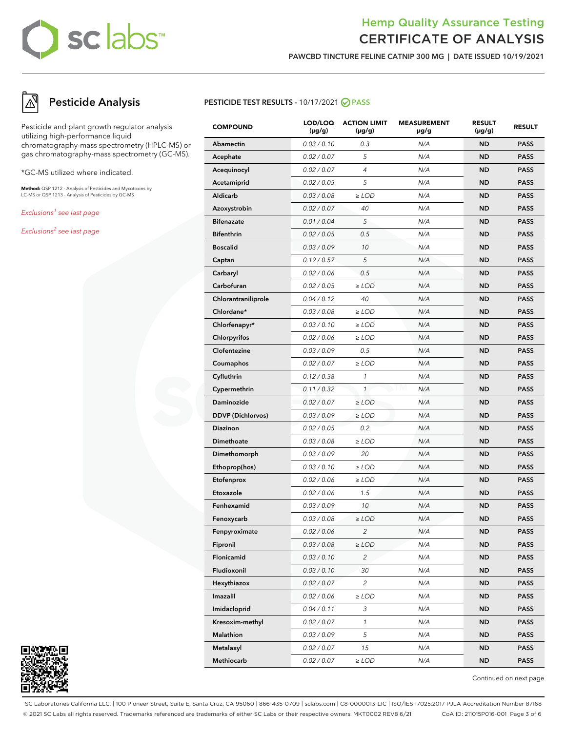# Hemp Quality Assurance Testing
## CERTIFICATE OF ANALYSIS

**PAWCBD TINCTURE FELINE CATNIP 300 MG | DATE ISSUED 10/19/2021**

## Pesticide Analysis

Pesticide and plant growth regulator analysis utilizing high-performance liquid chromatography-mass spectrometry (HPLC-MS) or gas chromatography-mass spectrometry (GC-MS).

*GC-MS utilized where indicated.

**Method:** QSP 1212 - Analysis of Pesticides and Mycotoxins by LC-MS or QSP 1213 - Analysis of Pesticides by GC-MS

*Exclusions[1] see last page*

*Exclusions[2] see last page*

### PESTICIDE TEST RESULTS - 10/17/2021 PASS

| COMPOUND | LOD/LOQ (µg/g) | ACTION LIMIT (µg/g) | MEASUREMENT µg/g | RESULT (µg/g) | RESULT |
|---|---|---|---|---|---|
| Abamectin | 0.03 / 0.10 | 0.3 | N/A | ND | PASS |
| Acephate | 0.02 / 0.07 | 5 | N/A | ND | PASS |
| Acequinocyl | 0.02 / 0.07 | 4 | N/A | ND | PASS |
| Acetamiprid | 0.02 / 0.05 | 5 | N/A | ND | PASS |
| Aldicarb | 0.03 / 0.08 | ≥ LOD | N/A | ND | PASS |
| Azoxystrobin | 0.02 / 0.07 | 40 | N/A | ND | PASS |
| Bifenazate | 0.01 / 0.04 | 5 | N/A | ND | PASS |
| Bifenthrin | 0.02 / 0.05 | 0.5 | N/A | ND | PASS |
| Boscalid | 0.03 / 0.09 | 10 | N/A | ND | PASS |
| Captan | 0.19 / 0.57 | 5 | N/A | ND | PASS |
| Carbaryl | 0.02 / 0.06 | 0.5 | N/A | ND | PASS |
| Carbofuran | 0.02 / 0.05 | ≥ LOD | N/A | ND | PASS |
| Chlorantraniliprole | 0.04 / 0.12 | 40 | N/A | ND | PASS |
| Chlordane* | 0.03 / 0.08 | ≥ LOD | N/A | ND | PASS |
| Chlorfenapyr* | 0.03 / 0.10 | ≥ LOD | N/A | ND | PASS |
| Chlorpyrifos | 0.02 / 0.06 | ≥ LOD | N/A | ND | PASS |
| Clofentezine | 0.03 / 0.09 | 0.5 | N/A | ND | PASS |
| Coumaphos | 0.02 / 0.07 | ≥ LOD | N/A | ND | PASS |
| Cyfluthrin | 0.12 / 0.38 | 1 | N/A | ND | PASS |
| Cypermethrin | 0.11 / 0.32 | 1 | N/A | ND | PASS |
| Daminozide | 0.02 / 0.07 | ≥ LOD | N/A | ND | PASS |
| DDVP (Dichlorvos) | 0.03 / 0.09 | ≥ LOD | N/A | ND | PASS |
| Diazinon | 0.02 / 0.05 | 0.2 | N/A | ND | PASS |
| Dimethoate | 0.03 / 0.08 | ≥ LOD | N/A | ND | PASS |
| Dimethomorph | 0.03 / 0.09 | 20 | N/A | ND | PASS |
| Ethoprop(hos) | 0.03 / 0.10 | ≥ LOD | N/A | ND | PASS |
| Etofenprox | 0.02 / 0.06 | ≥ LOD | N/A | ND | PASS |
| Etoxazole | 0.02 / 0.06 | 1.5 | N/A | ND | PASS |
| Fenhexamid | 0.03 / 0.09 | 10 | N/A | ND | PASS |
| Fenoxycarb | 0.03 / 0.08 | ≥ LOD | N/A | ND | PASS |
| Fenpyroximate | 0.02 / 0.06 | 2 | N/A | ND | PASS |
| Fipronil | 0.03 / 0.08 | ≥ LOD | N/A | ND | PASS |
| Flonicamid | 0.03 / 0.10 | 2 | N/A | ND | PASS |
| Fludioxonil | 0.03 / 0.10 | 30 | N/A | ND | PASS |
| Hexythiazox | 0.02 / 0.07 | 2 | N/A | ND | PASS |
| Imazalil | 0.02 / 0.06 | ≥ LOD | N/A | ND | PASS |
| Imidacloprid | 0.04 / 0.11 | 3 | N/A | ND | PASS |
| Kresoxim-methyl | 0.02 / 0.07 | 1 | N/A | ND | PASS |
| Malathion | 0.03 / 0.09 | 5 | N/A | ND | PASS |
| Metalaxyl | 0.02 / 0.07 | 15 | N/A | ND | PASS |
| Methiocarb | 0.02 / 0.07 | ≥ LOD | N/A | ND | PASS |

Continued on next page

SC Laboratories California LLC. | 100 Pioneer Street, Suite E, Santa Cruz, CA 95060 | 866-435-0709 | sclabs.com | C8-0000013-LIC | ISO/IES 17025:2017 PJLA Accreditation Number 87168
© 2021 SC Labs all rights reserved. Trademarks referenced are trademarks of either SC Labs or their respective owners. MKT0002 REV8 6/21 CoA ID: 211015P016-001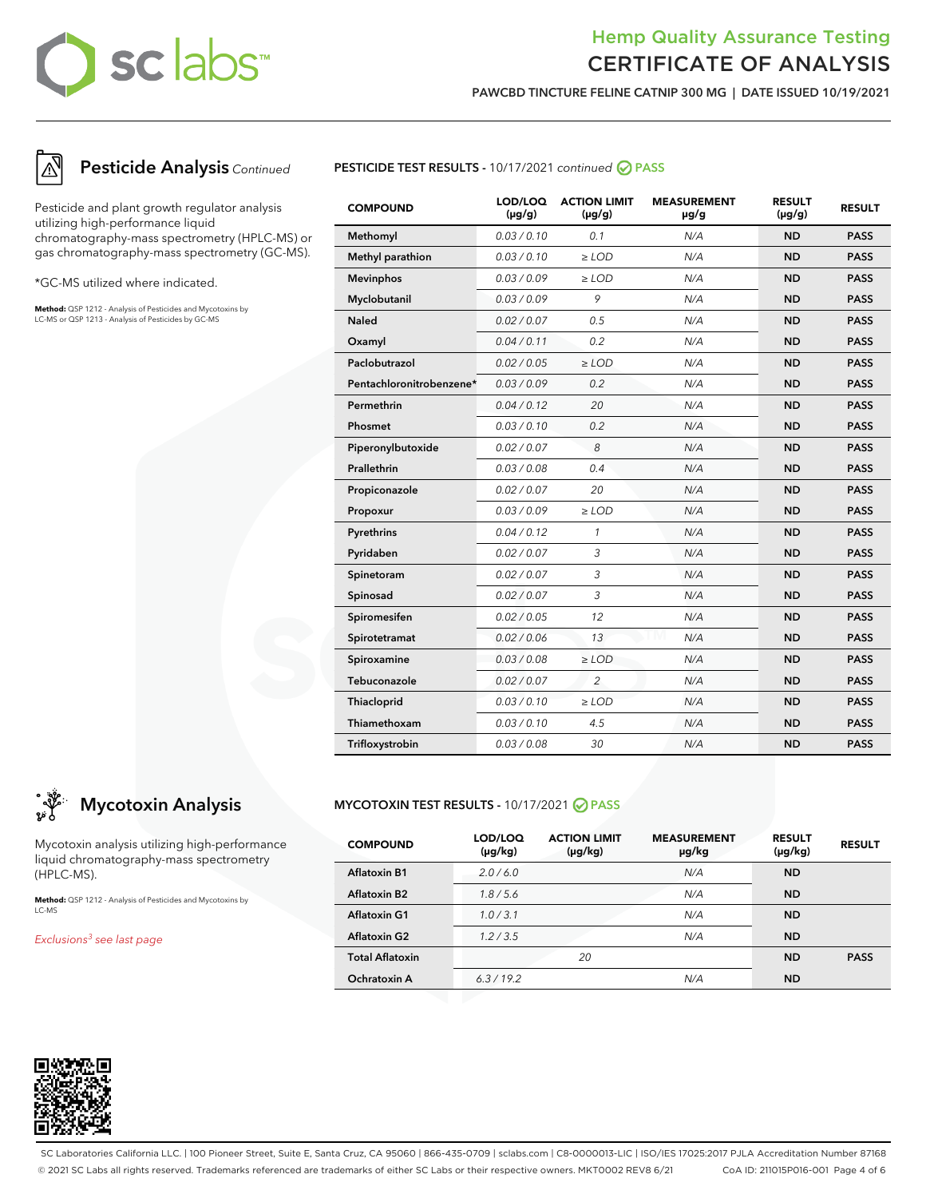## Pesticide Analysis *Continued*

Pesticide and plant growth regulator analysis utilizing high-performance liquid chromatography-mass spectrometry (HPLC-MS) or gas chromatography-mass spectrometry (GC-MS).

*GC-MS utilized where indicated.

**Method:** QSP 1212 - Analysis of Pesticides and Mycotoxins by LC-MS or QSP 1213 - Analysis of Pesticides by GC-MS

### PESTICIDE TEST RESULTS - 10/17/2021 *continued* PASS

| COMPOUND | LOD/LOQ (µg/g) | ACTION LIMIT (µg/g) | MEASUREMENT µg/g | RESULT (µg/g) | RESULT |
|---|---|---|---|---|---|
| Methomyl | 0.03 / 0.10 | 0.1 | N/A | ND | PASS |
| Methyl parathion | 0.03 / 0.10 | ≥ LOD | N/A | ND | PASS |
| Mevinphos | 0.03 / 0.09 | ≥ LOD | N/A | ND | PASS |
| Myclobutanil | 0.03 / 0.09 | 9 | N/A | ND | PASS |
| Naled | 0.02 / 0.07 | 0.5 | N/A | ND | PASS |
| Oxamyl | 0.04 / 0.11 | 0.2 | N/A | ND | PASS |
| Paclobutrazol | 0.02 / 0.05 | ≥ LOD | N/A | ND | PASS |
| Pentachloronitrobenzene* | 0.03 / 0.09 | 0.2 | N/A | ND | PASS |
| Permethrin | 0.04 / 0.12 | 20 | N/A | ND | PASS |
| Phosmet | 0.03 / 0.10 | 0.2 | N/A | ND | PASS |
| Piperonylbutoxide | 0.02 / 0.07 | 8 | N/A | ND | PASS |
| Prallethrin | 0.03 / 0.08 | 0.4 | N/A | ND | PASS |
| Propiconazole | 0.02 / 0.07 | 20 | N/A | ND | PASS |
| Propoxur | 0.03 / 0.09 | ≥ LOD | N/A | ND | PASS |
| Pyrethrins | 0.04 / 0.12 | 1 | N/A | ND | PASS |
| Pyridaben | 0.02 / 0.07 | 3 | N/A | ND | PASS |
| Spinetoram | 0.02 / 0.07 | 3 | N/A | ND | PASS |
| Spinosad | 0.02 / 0.07 | 3 | N/A | ND | PASS |
| Spiromesifen | 0.02 / 0.05 | 12 | N/A | ND | PASS |
| Spirotetramat | 0.02 / 0.06 | 13 | N/A | ND | PASS |
| Spiroxamine | 0.03 / 0.08 | ≥ LOD | N/A | ND | PASS |
| Tebuconazole | 0.02 / 0.07 | 2 | N/A | ND | PASS |
| Thiacloprid | 0.03 / 0.10 | ≥ LOD | N/A | ND | PASS |
| Thiamethoxam | 0.03 / 0.10 | 4.5 | N/A | ND | PASS |
| Trifloxystrobin | 0.03 / 0.08 | 30 | N/A | ND | PASS |

## Mycotoxin Analysis

Mycotoxin analysis utilizing high-performance liquid chromatography-mass spectrometry (HPLC-MS).

**Method:** QSP 1212 - Analysis of Pesticides and Mycotoxins by LC-MS

*Exclusions[3] see last page*

### MYCOTOXIN TEST RESULTS - 10/17/2021 PASS

| COMPOUND | LOD/LOQ (µg/kg) | ACTION LIMIT (µg/kg) | MEASUREMENT µg/kg | RESULT (µg/kg) | RESULT |
|---|---|---|---|---|---|
| Aflatoxin B1 | 2.0 / 6.0 | | N/A | ND | |
| Aflatoxin B2 | 1.8 / 5.6 | | N/A | ND | |
| Aflatoxin G1 | 1.0 / 3.1 | | N/A | ND | |
| Aflatoxin G2 | 1.2 / 3.5 | | N/A | ND | |
| Total Aflatoxin | | 20 | | ND | PASS |
| Ochratoxin A | 6.3 / 19.2 | | N/A | ND | |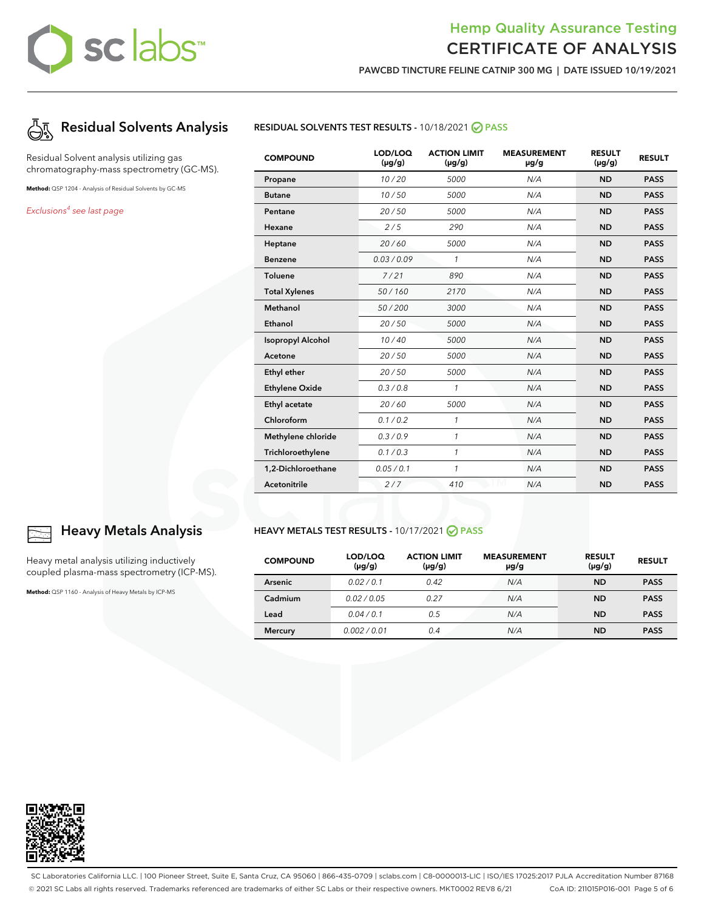# Hemp Quality Assurance Testing
# CERTIFICATE OF ANALYSIS

**PAWCBD TINCTURE FELINE CATNIP 300 MG | DATE ISSUED 10/19/2021**

## Residual Solvents Analysis

Residual Solvent analysis utilizing gas chromatography-mass spectrometry (GC-MS).

**Method:** QSP 1204 - Analysis of Residual Solvents by GC-MS

*Exclusions[4] see last page*

**RESIDUAL SOLVENTS TEST RESULTS** - 10/18/2021 PASS

| COMPOUND | LOD/LOQ (µg/g) | ACTION LIMIT (µg/g) | MEASUREMENT µg/g | RESULT (µg/g) | RESULT |
|---|---|---|---|---|---|
| Propane | 10 / 20 | 5000 | N/A | ND | PASS |
| Butane | 10 / 50 | 5000 | N/A | ND | PASS |
| Pentane | 20 / 50 | 5000 | N/A | ND | PASS |
| Hexane | 2 / 5 | 290 | N/A | ND | PASS |
| Heptane | 20 / 60 | 5000 | N/A | ND | PASS |
| Benzene | 0.03 / 0.09 | 1 | N/A | ND | PASS |
| Toluene | 7 / 21 | 890 | N/A | ND | PASS |
| Total Xylenes | 50 / 160 | 2170 | N/A | ND | PASS |
| Methanol | 50 / 200 | 3000 | N/A | ND | PASS |
| Ethanol | 20 / 50 | 5000 | N/A | ND | PASS |
| Isopropyl Alcohol | 10 / 40 | 5000 | N/A | ND | PASS |
| Acetone | 20 / 50 | 5000 | N/A | ND | PASS |
| Ethyl ether | 20 / 50 | 5000 | N/A | ND | PASS |
| Ethylene Oxide | 0.3 / 0.8 | 1 | N/A | ND | PASS |
| Ethyl acetate | 20 / 60 | 5000 | N/A | ND | PASS |
| Chloroform | 0.1 / 0.2 | 1 | N/A | ND | PASS |
| Methylene chloride | 0.3 / 0.9 | 1 | N/A | ND | PASS |
| Trichloroethylene | 0.1 / 0.3 | 1 | N/A | ND | PASS |
| 1,2-Dichloroethane | 0.05 / 0.1 | 1 | N/A | ND | PASS |
| Acetonitrile | 2 / 7 | 410 | N/A | ND | PASS |

## Heavy Metals Analysis

Heavy metal analysis utilizing inductively coupled plasma-mass spectrometry (ICP-MS).

**Method:** QSP 1160 - Analysis of Heavy Metals by ICP-MS

**HEAVY METALS TEST RESULTS** - 10/17/2021 PASS

| COMPOUND | LOD/LOQ (µg/g) | ACTION LIMIT (µg/g) | MEASUREMENT µg/g | RESULT (µg/g) | RESULT |
|---|---|---|---|---|---|
| Arsenic | 0.02 / 0.1 | 0.42 | N/A | ND | PASS |
| Cadmium | 0.02 / 0.05 | 0.27 | N/A | ND | PASS |
| Lead | 0.04 / 0.1 | 0.5 | N/A | ND | PASS |
| Mercury | 0.002 / 0.01 | 0.4 | N/A | ND | PASS |

SC Laboratories California LLC. | 100 Pioneer Street, Suite E, Santa Cruz, CA 95060 | 866-435-0709 | sclabs.com | C8-0000013-LIC | ISO/IES 17025:2017 PJLA Accreditation Number 87168
© 2021 SC Labs all rights reserved. Trademarks referenced are trademarks of either SC Labs or their respective owners. MKT0002 REV8 6/21 CoA ID: 211015P016-001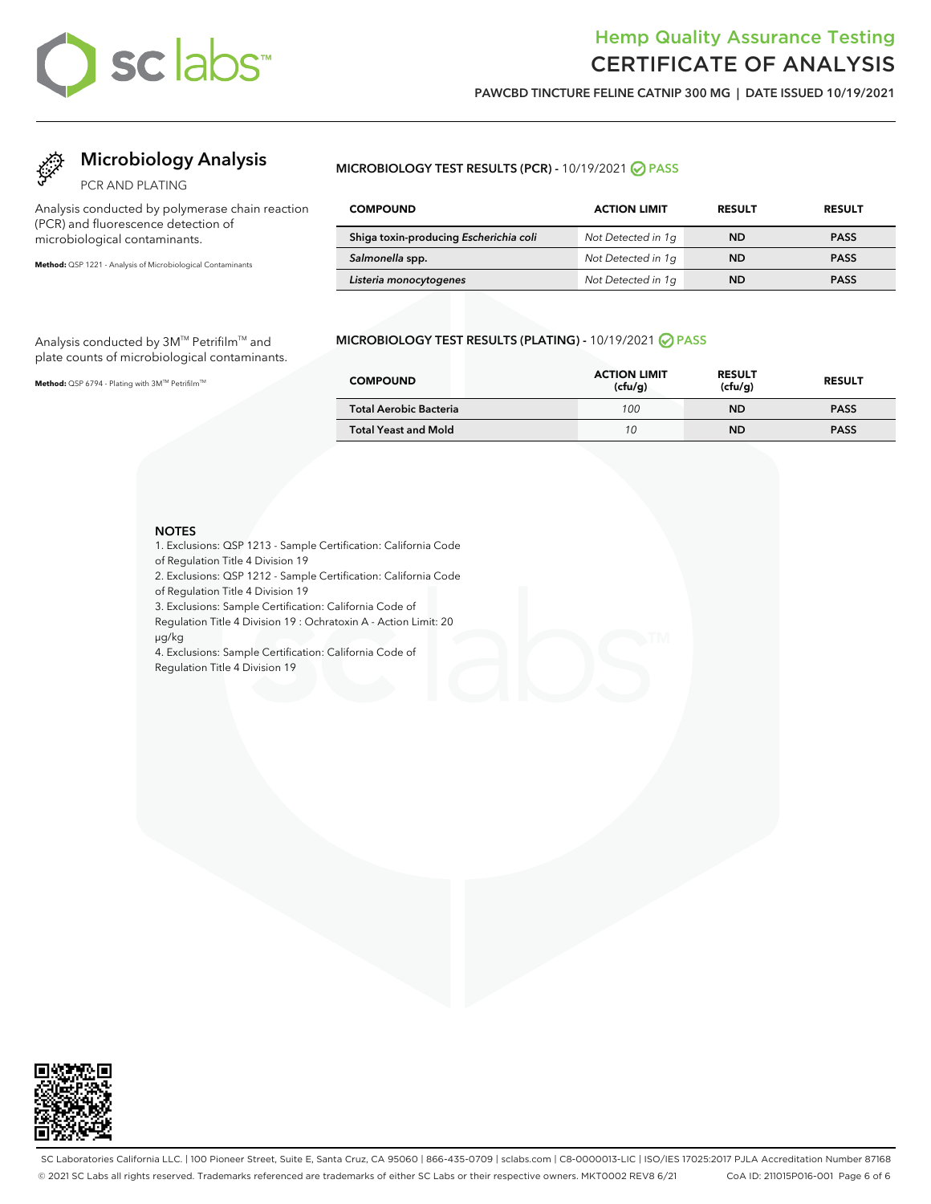# Microbiology Analysis

PCR AND PLATING

Analysis conducted by polymerase chain reaction (PCR) and fluorescence detection of microbiological contaminants.

**Method:** QSP 1221 - Analysis of Microbiological Contaminants

### MICROBIOLOGY TEST RESULTS (PCR) - 10/19/2021 PASS

| COMPOUND | ACTION LIMIT | RESULT | RESULT |
|---|---|---|---|
| Shiga toxin-producing *Escherichia coli* | *Not Detected in 1g* | ND | PASS |
| *Salmonella* spp. | *Not Detected in 1g* | ND | PASS |
| *Listeria monocytogenes* | *Not Detected in 1g* | ND | PASS |

Analysis conducted by 3M™ Petrifilm™ and plate counts of microbiological contaminants.

**Method:** QSP 6794 - Plating with 3M™ Petrifilm™

### MICROBIOLOGY TEST RESULTS (PLATING) - 10/19/2021 PASS

| COMPOUND | ACTION LIMIT (cfu/g) | RESULT (cfu/g) | RESULT |
|---|---|---|---|
| Total Aerobic Bacteria | *100* | ND | PASS |
| Total Yeast and Mold | *10* | ND | PASS |

**NOTES**

1. Exclusions: QSP 1213 - Sample Certification: California Code of Regulation Title 4 Division 19
2. Exclusions: QSP 1212 - Sample Certification: California Code of Regulation Title 4 Division 19
3. Exclusions: Sample Certification: California Code of Regulation Title 4 Division 19 : Ochratoxin A - Action Limit: 20 µg/kg
4. Exclusions: Sample Certification: California Code of Regulation Title 4 Division 19